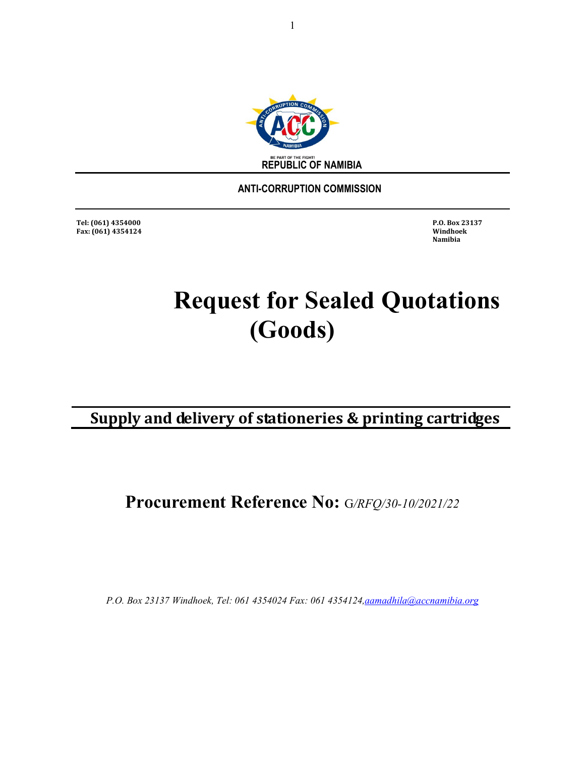BE PART OF THE FIGHT!

REPUBLIC OF NAMIBIA

**ANTI-CORRUPTION COMMISSION**

**Tel: (061) 4354000**
**Fax: (061) 4354124**

**P.O. Box 23137**
**Windhoek**
**Namibia**

# Request for Sealed Quotations (Goods)

## Supply and delivery of stationeries & printing cartridges

## Procurement Reference No: *G/RFQ/30-10/2021/22*

*P.O. Box 23137 Windhoek, Tel: 061 4354024 Fax: 061 4354124,aamadhila@accnamibia.org*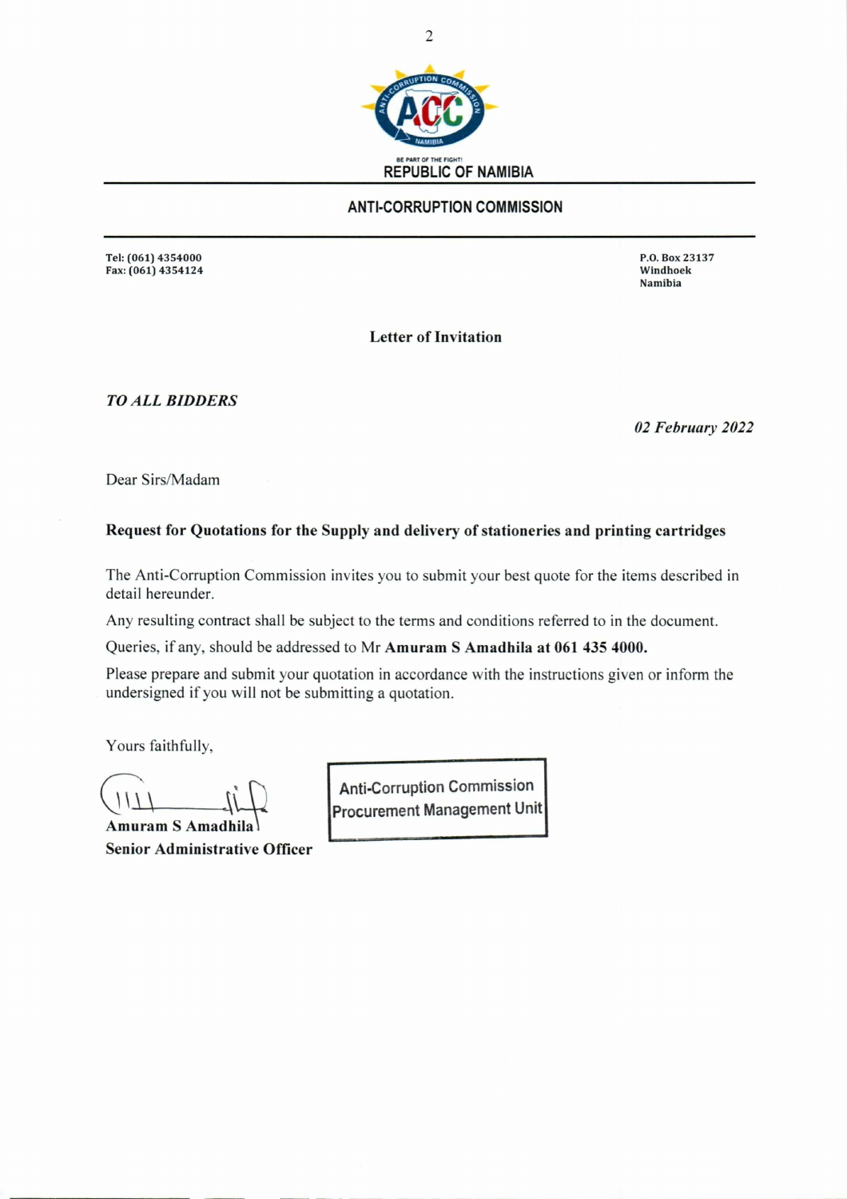BE PART OF THE FIGHT!

**REPUBLIC OF NAMIBIA**

**ANTI-CORRUPTION COMMISSION**

**Tel: (061) 4354000**
**Fax: (061) 4354124**

**P.O. Box 23137**
**Windhoek**
**Namibia**

**Letter of Invitation**

***TO ALL BIDDERS***

***02 February 2022***

Dear Sirs/Madam

**Request for Quotations for the Supply and delivery of stationeries and printing cartridges**

The Anti-Corruption Commission invites you to submit your best quote for the items described in detail hereunder.

Any resulting contract shall be subject to the terms and conditions referred to in the document.

Queries, if any, should be addressed to Mr **Amuram S Amadhila at 061 435 4000.**

Please prepare and submit your quotation in accordance with the instructions given or inform the undersigned if you will not be submitting a quotation.

Yours faithfully,

**Amuram S Amadhila**
**Senior Administrative Officer**

Anti-Corruption Commission
Procurement Management Unit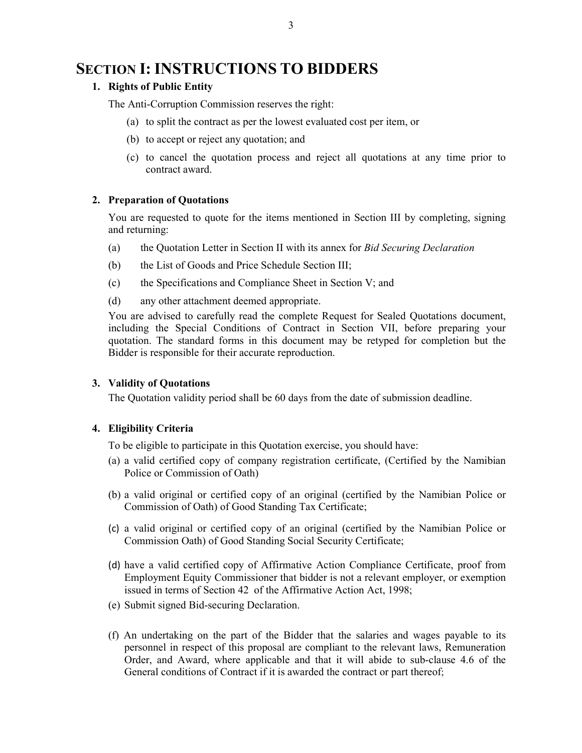# SECTION I: INSTRUCTIONS TO BIDDERS

## 1. Rights of Public Entity

The Anti-Corruption Commission reserves the right:

(a) to split the contract as per the lowest evaluated cost per item, or

(b) to accept or reject any quotation; and

(c) to cancel the quotation process and reject all quotations at any time prior to contract award.

## 2. Preparation of Quotations

You are requested to quote for the items mentioned in Section III by completing, signing and returning:

(a) the Quotation Letter in Section II with its annex for *Bid Securing Declaration*

(b) the List of Goods and Price Schedule Section III;

(c) the Specifications and Compliance Sheet in Section V; and

(d) any other attachment deemed appropriate.

You are advised to carefully read the complete Request for Sealed Quotations document, including the Special Conditions of Contract in Section VII, before preparing your quotation. The standard forms in this document may be retyped for completion but the Bidder is responsible for their accurate reproduction.

## 3. Validity of Quotations

The Quotation validity period shall be 60 days from the date of submission deadline.

## 4. Eligibility Criteria

To be eligible to participate in this Quotation exercise, you should have:

(a) a valid certified copy of company registration certificate, (Certified by the Namibian Police or Commission of Oath)

(b) a valid original or certified copy of an original (certified by the Namibian Police or Commission of Oath) of Good Standing Tax Certificate;

(c) a valid original or certified copy of an original (certified by the Namibian Police or Commission Oath) of Good Standing Social Security Certificate;

(d) have a valid certified copy of Affirmative Action Compliance Certificate, proof from Employment Equity Commissioner that bidder is not a relevant employer, or exemption issued in terms of Section 42 of the Affirmative Action Act, 1998;

(e) Submit signed Bid-securing Declaration.

(f) An undertaking on the part of the Bidder that the salaries and wages payable to its personnel in respect of this proposal are compliant to the relevant laws, Remuneration Order, and Award, where applicable and that it will abide to sub-clause 4.6 of the General conditions of Contract if it is awarded the contract or part thereof;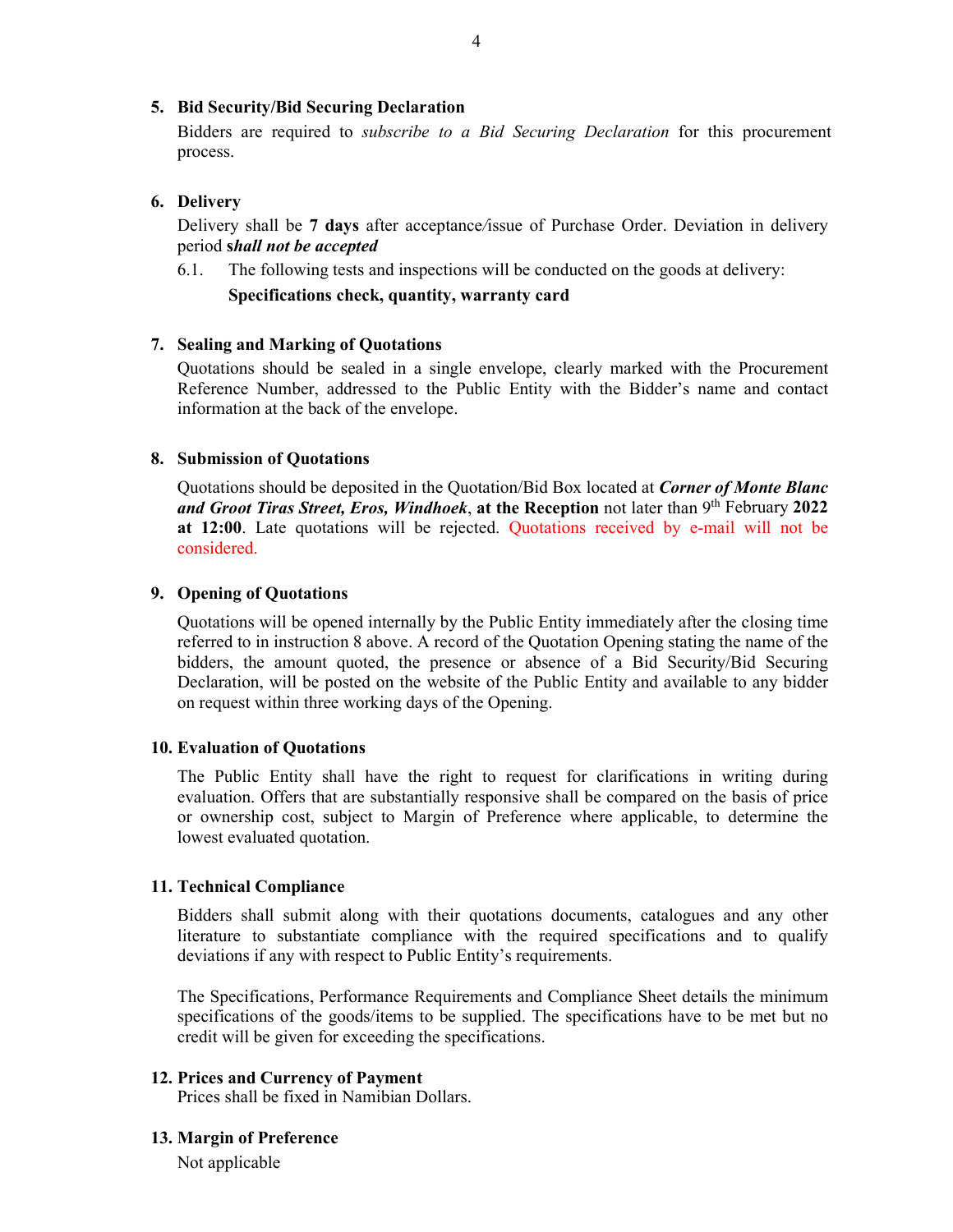**5. Bid Security/Bid Securing Declaration**

Bidders are required to *subscribe to a Bid Securing Declaration* for this procurement process.

**6. Delivery**

Delivery shall be **7 days** after acceptance/issue of Purchase Order. Deviation in delivery period **s*hall not be accepted***

6.1. The following tests and inspections will be conducted on the goods at delivery:

**Specifications check, quantity, warranty card**

**7. Sealing and Marking of Quotations**

Quotations should be sealed in a single envelope, clearly marked with the Procurement Reference Number, addressed to the Public Entity with the Bidder's name and contact information at the back of the envelope.

**8. Submission of Quotations**

Quotations should be deposited in the Quotation/Bid Box located at ***Corner of Monte Blanc and Groot Tiras Street, Eros, Windhoek***, **at the Reception** not later than 9th February **2022 at 12:00**. Late quotations will be rejected. Quotations received by e-mail will not be considered.

**9. Opening of Quotations**

Quotations will be opened internally by the Public Entity immediately after the closing time referred to in instruction 8 above. A record of the Quotation Opening stating the name of the bidders, the amount quoted, the presence or absence of a Bid Security/Bid Securing Declaration, will be posted on the website of the Public Entity and available to any bidder on request within three working days of the Opening.

**10. Evaluation of Quotations**

The Public Entity shall have the right to request for clarifications in writing during evaluation. Offers that are substantially responsive shall be compared on the basis of price or ownership cost, subject to Margin of Preference where applicable, to determine the lowest evaluated quotation.

**11. Technical Compliance**

Bidders shall submit along with their quotations documents, catalogues and any other literature to substantiate compliance with the required specifications and to qualify deviations if any with respect to Public Entity's requirements.

The Specifications, Performance Requirements and Compliance Sheet details the minimum specifications of the goods/items to be supplied. The specifications have to be met but no credit will be given for exceeding the specifications.

**12. Prices and Currency of Payment**

Prices shall be fixed in Namibian Dollars.

**13. Margin of Preference**

Not applicable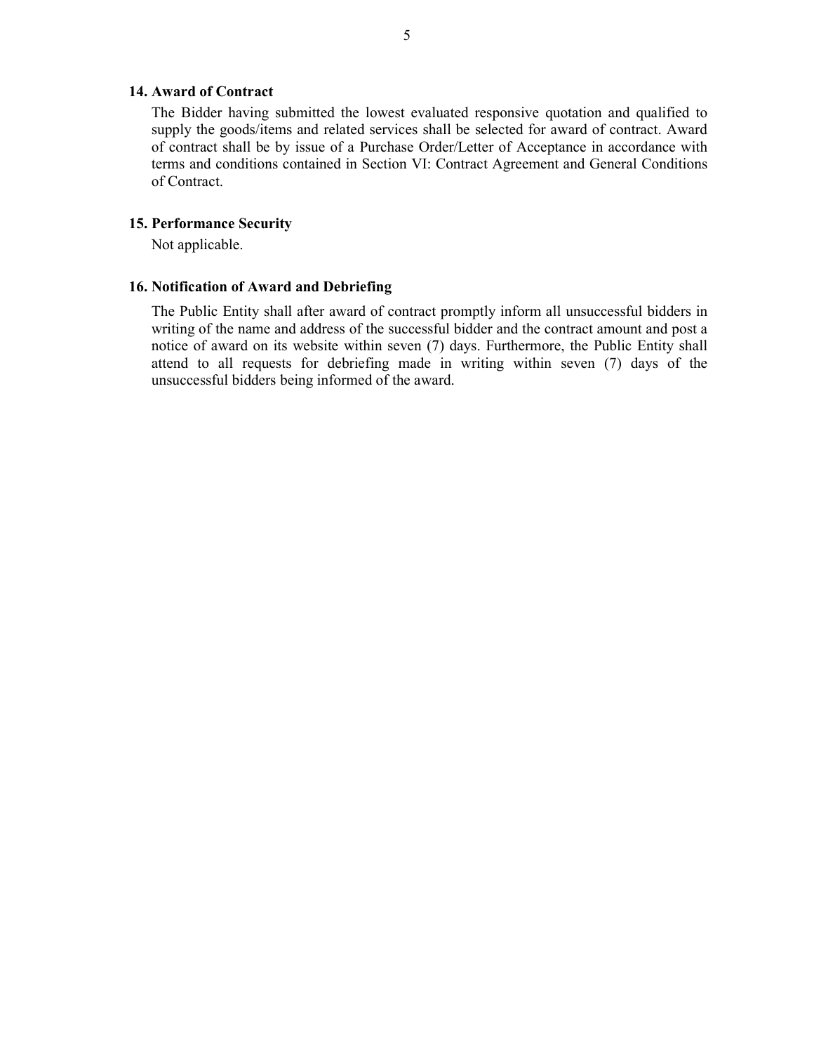### 14. Award of Contract

The Bidder having submitted the lowest evaluated responsive quotation and qualified to supply the goods/items and related services shall be selected for award of contract. Award of contract shall be by issue of a Purchase Order/Letter of Acceptance in accordance with terms and conditions contained in Section VI: Contract Agreement and General Conditions of Contract.

### 15. Performance Security

Not applicable.

### 16. Notification of Award and Debriefing

The Public Entity shall after award of contract promptly inform all unsuccessful bidders in writing of the name and address of the successful bidder and the contract amount and post a notice of award on its website within seven (7) days. Furthermore, the Public Entity shall attend to all requests for debriefing made in writing within seven (7) days of the unsuccessful bidders being informed of the award.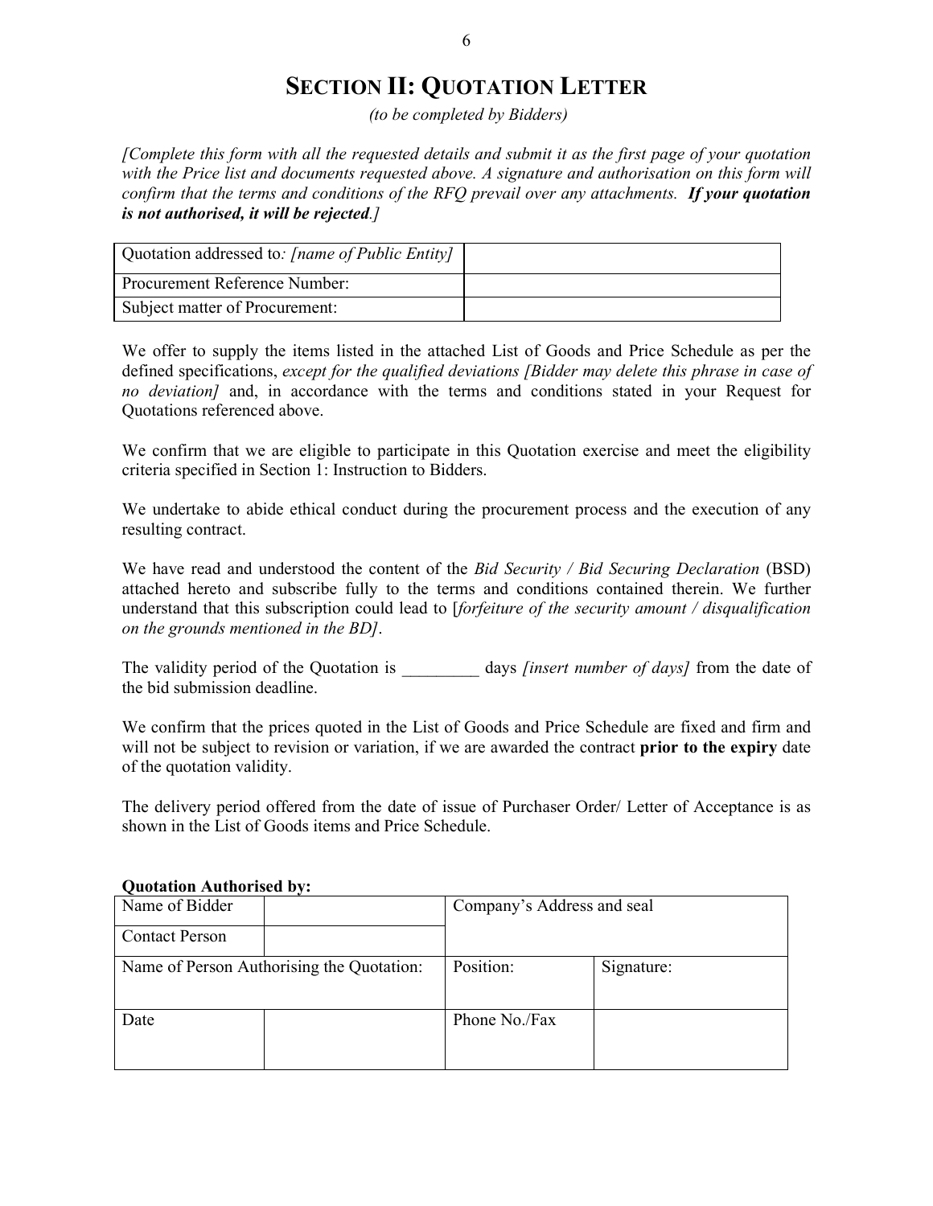# SECTION II: QUOTATION LETTER

*(to be completed by Bidders)*

*[Complete this form with all the requested details and submit it as the first page of your quotation with the Price list and documents requested above. A signature and authorisation on this form will confirm that the terms and conditions of the RFQ prevail over any attachments.* ***If your quotation is not authorised, it will be rejected****.]*

| Quotation addressed to*: [name of Public Entity]* | |
|---|---|
| Procurement Reference Number: | |
| Subject matter of Procurement: | |

We offer to supply the items listed in the attached List of Goods and Price Schedule as per the defined specifications, *except for the qualified deviations [Bidder may delete this phrase in case of no deviation]* and, in accordance with the terms and conditions stated in your Request for Quotations referenced above.

We confirm that we are eligible to participate in this Quotation exercise and meet the eligibility criteria specified in Section 1: Instruction to Bidders.

We undertake to abide ethical conduct during the procurement process and the execution of any resulting contract.

We have read and understood the content of the *Bid Security / Bid Securing Declaration* (BSD) attached hereto and subscribe fully to the terms and conditions contained therein. We further understand that this subscription could lead to [*forfeiture of the security amount / disqualification on the grounds mentioned in the BD]*.

The validity period of the Quotation is _________ days *[insert number of days]* from the date of the bid submission deadline.

We confirm that the prices quoted in the List of Goods and Price Schedule are fixed and firm and will not be subject to revision or variation, if we are awarded the contract **prior to the expiry** date of the quotation validity.

The delivery period offered from the date of issue of Purchaser Order/ Letter of Acceptance is as shown in the List of Goods items and Price Schedule.

**Quotation Authorised by:**

| Name of Bidder | | Company's Address and seal | |
|---|---|---|---|
| Contact Person | | | |
| Name of Person Authorising the Quotation: | | Position: | Signature: |
| Date | | Phone No./Fax | |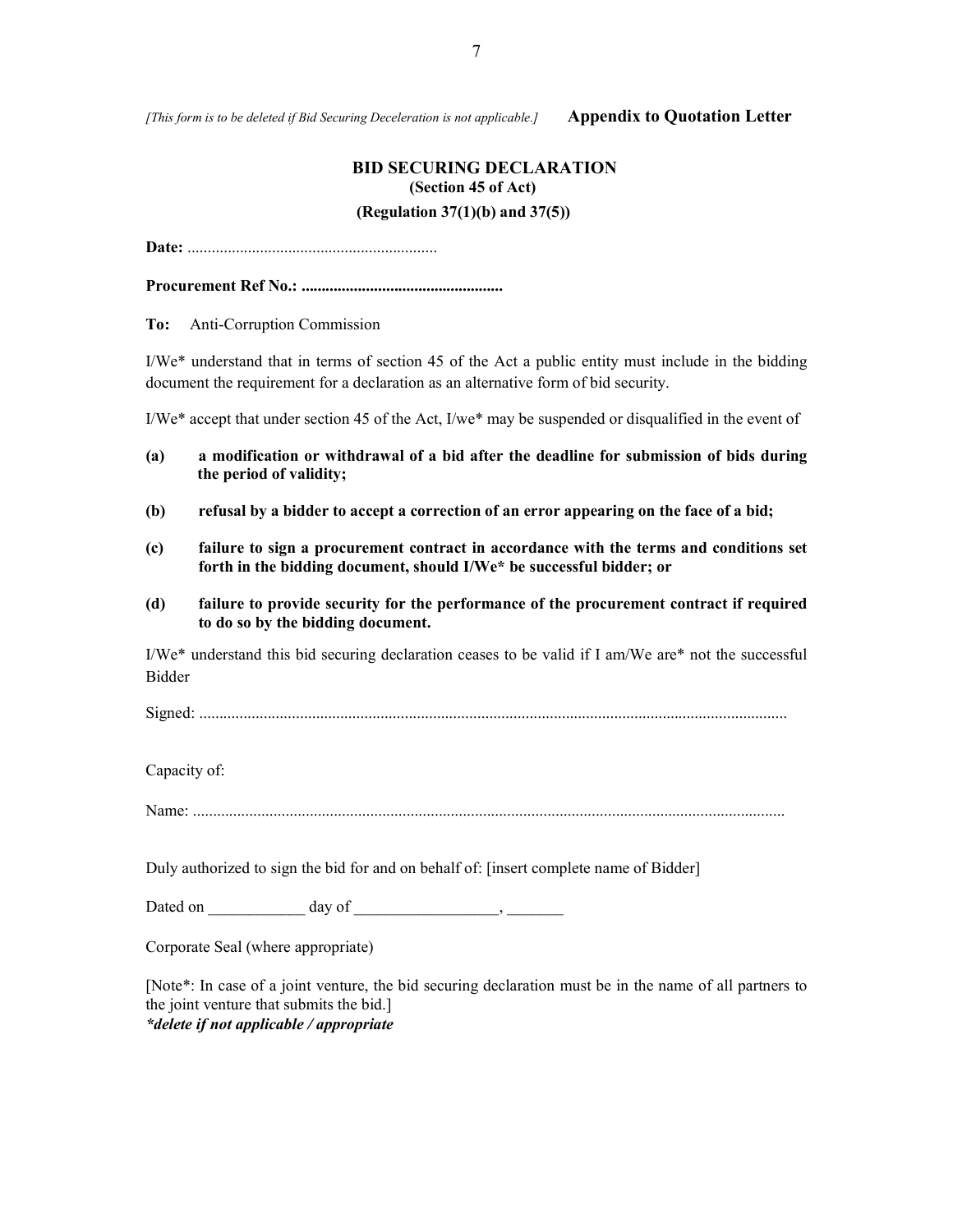*[This form is to be deleted if Bid Securing Deceleration is not applicable.]* **Appendix to Quotation Letter**

## BID SECURING DECLARATION

**(Section 45 of Act)**

**(Regulation 37(1)(b) and 37(5))**

**Date:** .............................................................

**Procurement Ref No.: ..................................................**

**To:** Anti-Corruption Commission

I/We* understand that in terms of section 45 of the Act a public entity must include in the bidding document the requirement for a declaration as an alternative form of bid security.

I/We* accept that under section 45 of the Act, I/we* may be suspended or disqualified in the event of

**(a)** **a modification or withdrawal of a bid after the deadline for submission of bids during the period of validity;**

**(b)** **refusal by a bidder to accept a correction of an error appearing on the face of a bid;**

**(c)** **failure to sign a procurement contract in accordance with the terms and conditions set forth in the bidding document, should I/We* be successful bidder; or**

**(d)** **failure to provide security for the performance of the procurement contract if required to do so by the bidding document.**

I/We* understand this bid securing declaration ceases to be valid if I am/We are* not the successful Bidder

Signed: ...............................................................................................................................................

Capacity of:

Name: ................................................................................................................................................

Duly authorized to sign the bid for and on behalf of: [insert complete name of Bidder]

Dated on ____________ day of __________________, _______

Corporate Seal (where appropriate)

[Note*: In case of a joint venture, the bid securing declaration must be in the name of all partners to the joint venture that submits the bid.]

***delete if not applicable / appropriate***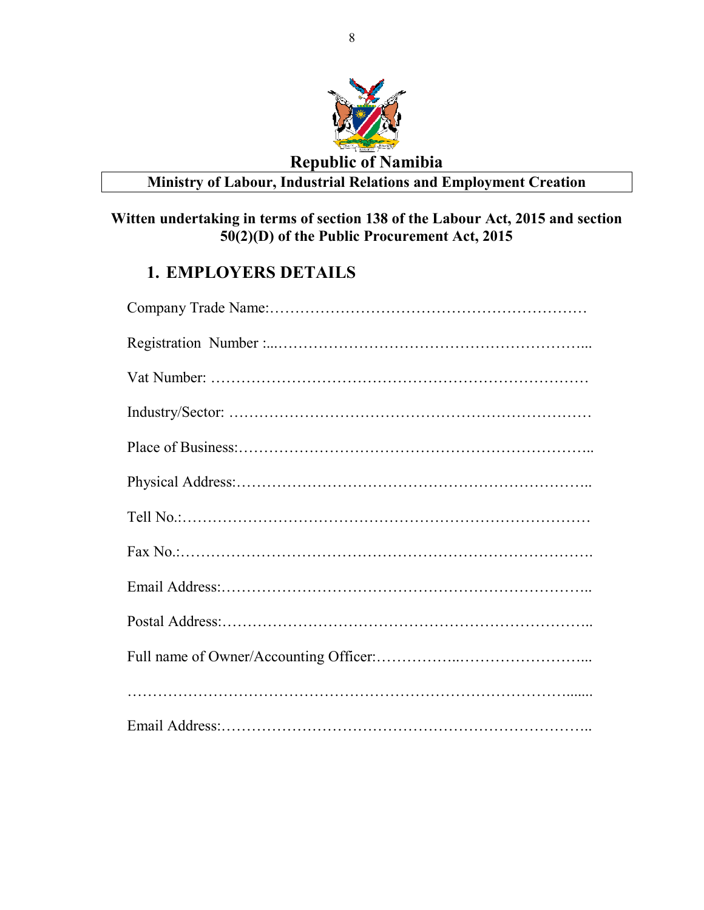**Republic of Namibia**

**Ministry of Labour, Industrial Relations and Employment Creation**

**Witten undertaking in terms of section 138 of the Labour Act, 2015 and section 50(2)(D) of the Public Procurement Act, 2015**

## 1. EMPLOYERS DETAILS

Company Trade Name:………………………………………………………

Registration Number :..………………………………………………….....

Vat Number: …………………………………………………………………

Industry/Sector: ……………………………………………………………

Place of Business:…………………………………………………………..

Physical Address:…………………………………………………………..

Tell No.:……………………………………………………………………

Fax No.:…………………………………………………………………….

Email Address:……………………………………………………………..

Postal Address:……………………………………………………………..

Full name of Owner/Accounting Officer:……………..……………………...

…………………………………………………………………………......

Email Address:……………………………………………………………..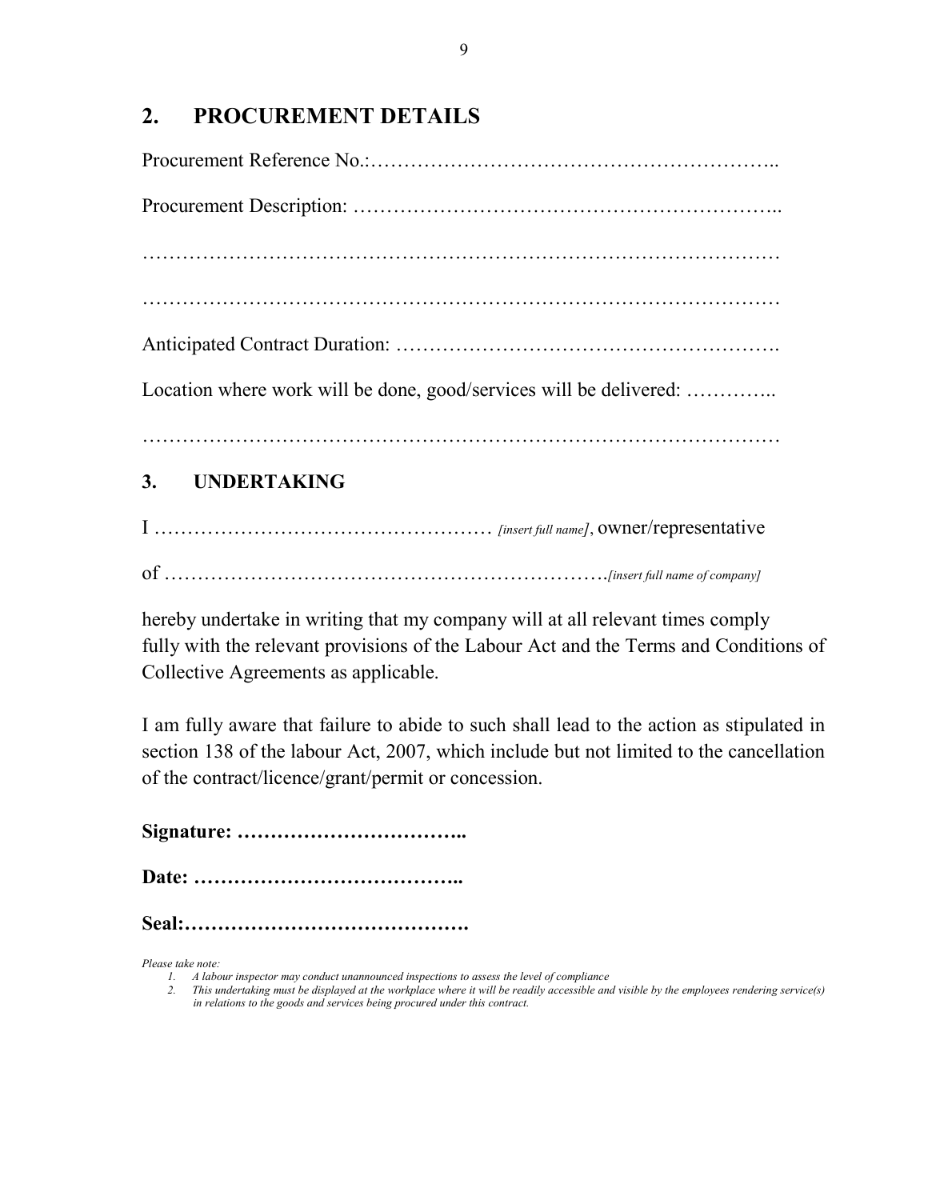## 2. PROCUREMENT DETAILS

Procurement Reference No.:……………………………………………………..

Procurement Description: ……………………………………………………..

……………………………………………………………………………………

……………………………………………………………………………………

Anticipated Contract Duration: ……………………………………………….

Location where work will be done, good/services will be delivered: …………..

……………………………………………………………………………………

## 3. UNDERTAKING

I …………………………………………… *[insert full name]*, owner/representative

of ……………………………………………………….*[insert full name of company]*

hereby undertake in writing that my company will at all relevant times comply fully with the relevant provisions of the Labour Act and the Terms and Conditions of Collective Agreements as applicable.

I am fully aware that failure to abide to such shall lead to the action as stipulated in section 138 of the labour Act, 2007, which include but not limited to the cancellation of the contract/licence/grant/permit or concession.

**Signature: ……………………………..**

**Date: …………………………………..**

**Seal:…………………………………….**

*Please take note:*

1. *A labour inspector may conduct unannounced inspections to assess the level of compliance*
2. *This undertaking must be displayed at the workplace where it will be readily accessible and visible by the employees rendering service(s) in relations to the goods and services being procured under this contract.*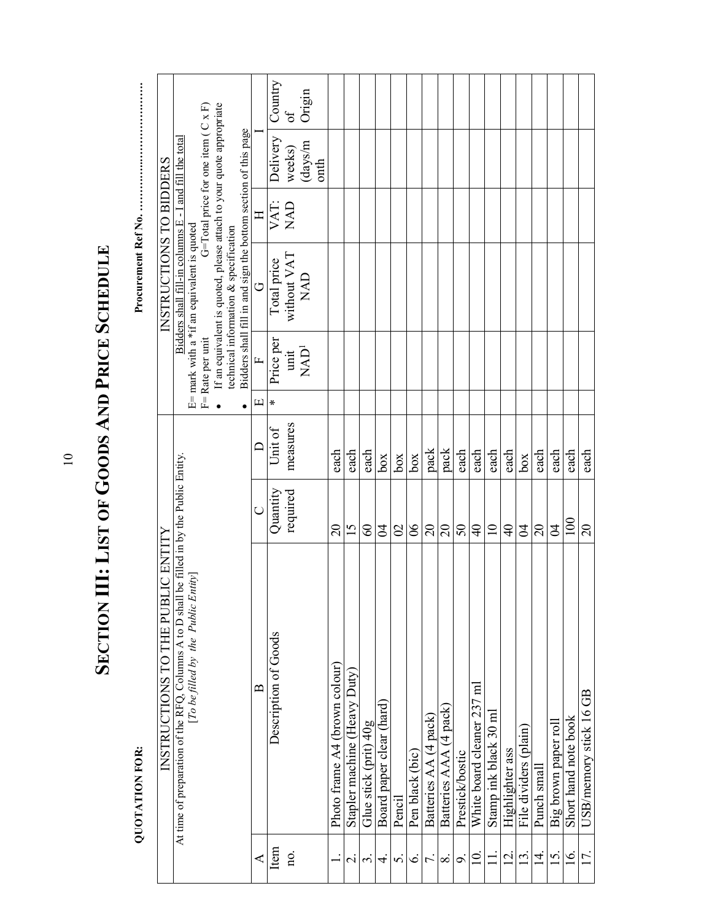# SECTION III: LIST OF GOODS AND PRICE SCHEDULE

**QUOTATION FOR:**

**Procurement Ref No. ……………………………**

| INSTRUCTIONS TO THE PUBLIC ENTITY | | | | INSTRUCTIONS TO BIDDERS | | | | | |
|---|---|---|---|---|---|---|---|---|---|
| At time of preparation of the RFQ, Columns A to D shall be filled in by the Public Entity. [*To be filled by the Public Entity*] | | | | Bidders shall fill-in columns E - I and fill the total<br>E= mark with a *if an equivalent is quoted<br>F= Rate per unit G=Total price for one item ( C x F)<br>• If an equivalent is quoted, please attach to your quote appropriate technical information & specification<br>• Bidders shall fill in and sign the bottom section of this page | | | | | |
| A | B | C | D | E | F | G | H | I | |
| Item no. | Description of Goods | Quantity required | Unit of measures | * | Price per unit NAD[1] | Total price without VAT NAD | VAT: NAD | Delivery weeks) (days/month | Country of Origin |
| 1. | Photo frame A4 (brown colour) | 20 | each | | | | | | |
| 2. | Stapler machine (Heavy Duty) | 15 | each | | | | | | |
| 3. | Glue stick (prit) 40g | 60 | each | | | | | | |
| 4. | Board paper clear (hard) | 04 | box | | | | | | |
| 5. | Pencil | 02 | box | | | | | | |
| 6. | Pen black (bic) | 06 | box | | | | | | |
| 7. | Batteries AA (4 pack) | 20 | pack | | | | | | |
| 8. | Batteries AAA (4 pack) | 20 | pack | | | | | | |
| 9. | Prestick/bostic | 50 | each | | | | | | |
| 10. | White board cleaner 237 ml | 40 | each | | | | | | |
| 11. | Stamp ink black 30 ml | 10 | each | | | | | | |
| 12. | Highlighter ass | 40 | each | | | | | | |
| 13. | File dividers (plain) | 04 | box | | | | | | |
| 14. | Punch small | 20 | each | | | | | | |
| 15. | Big brown paper roll | 04 | each | | | | | | |
| 16. | Short hand note book | 100 | each | | | | | | |
| 17. | USB/memory stick 16 GB | 20 | each | | | | | | |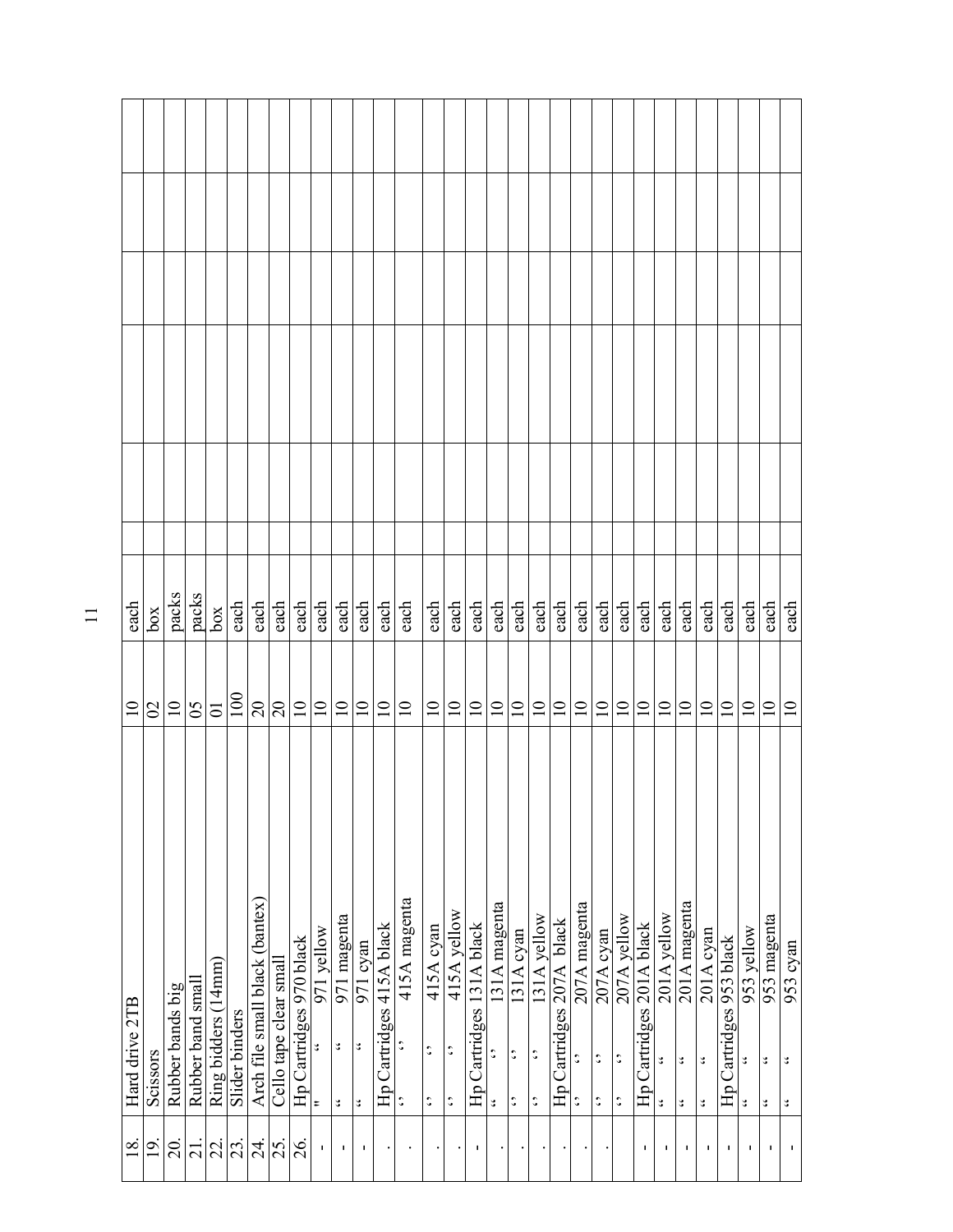| 18. | Hard drive 2TB | 10 | each | | | | | | |
|---|---|---|---|---|---|---|---|---|---|
| 19. | Scissors | 02 | box | | | | | | |
| 20. | Rubber bands big | 10 | packs | | | | | | |
| 21. | Rubber band small | 05 | packs | | | | | | |
| 22. | Ring bidders (14mm) | 01 | box | | | | | | |
| 23. | Slider binders | 100 | each | | | | | | |
| 24. | Arch file small black (bantex) | 20 | each | | | | | | |
| 25. | Cello tape clear small | 20 | each | | | | | | |
| 26. | Hp Cartridges 970 black | 10 | each | | | | | | |
| - | " " 971 yellow | 10 | each | | | | | | |
| - | " " 971 magenta | 10 | each | | | | | | |
| - | " " 971 cyan | 10 | each | | | | | | |
| . | Hp Cartridges 415A black | 10 | each | | | | | | |
| . | " " 415A magenta | 10 | each | | | | | | |
| . | " " 415A cyan | 10 | each | | | | | | |
| . | " " 415A yellow | 10 | each | | | | | | |
| - | Hp Cartridges 131A black | 10 | each | | | | | | |
| . | " " 131A magenta | 10 | each | | | | | | |
| . | " " 131A cyan | 10 | each | | | | | | |
| . | " " 131A yellow | 10 | each | | | | | | |
| . | Hp Cartridges 207A black | 10 | each | | | | | | |
| . | " " 207A magenta | 10 | each | | | | | | |
| . | " " 207A cyan | 10 | each | | | | | | |
| . | " " 207A yellow | 10 | each | | | | | | |
| - | Hp Cartridges 201A black | 10 | each | | | | | | |
| - | " " 201A yellow | 10 | each | | | | | | |
| - | " " 201A magenta | 10 | each | | | | | | |
| - | " " 201A cyan | 10 | each | | | | | | |
| - | Hp Cartridges 953 black | 10 | each | | | | | | |
| - | " " 953 yellow | 10 | each | | | | | | |
| - | " " 953 magenta | 10 | each | | | | | | |
| - | " " 953 cyan | 10 | each | | | | | | |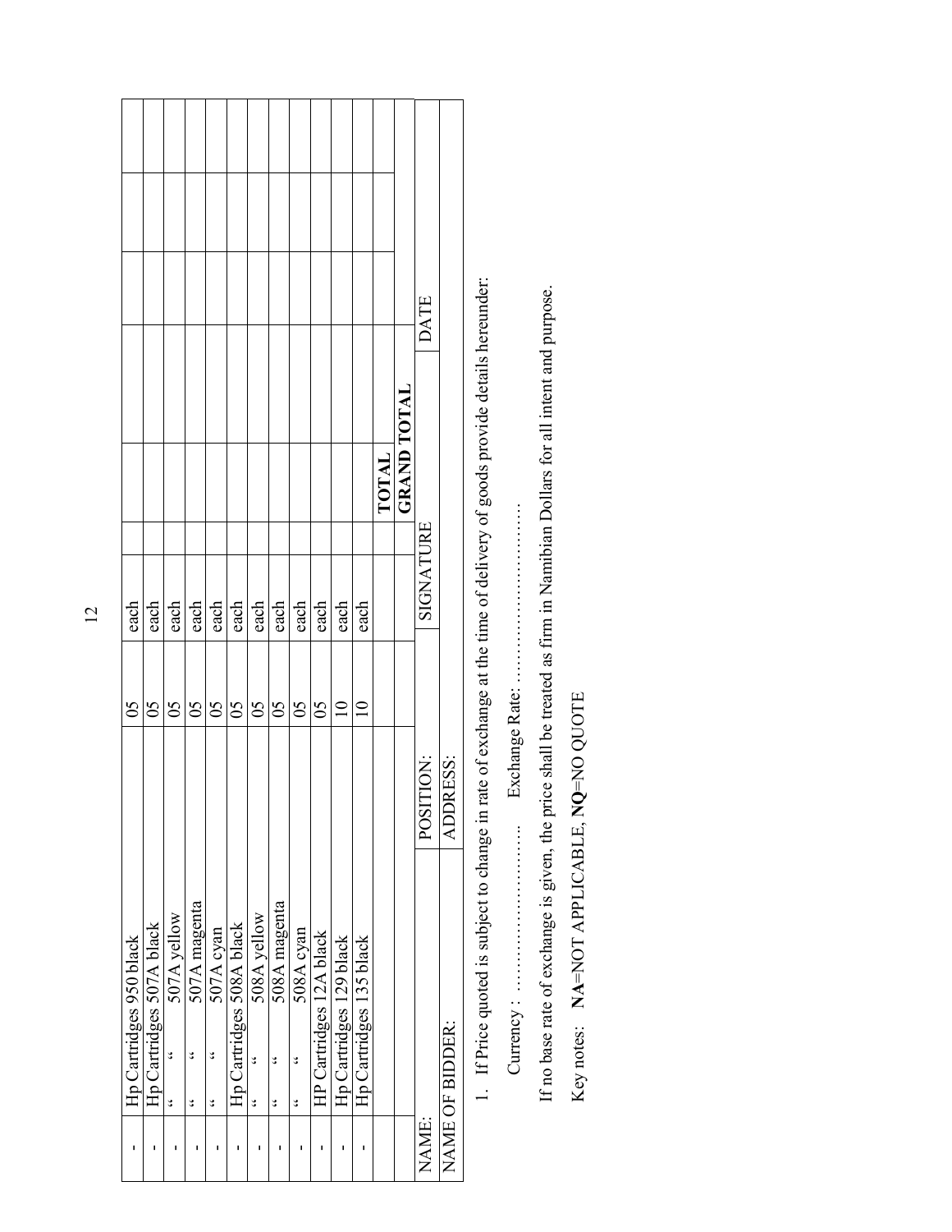| - | Hp Cartridges 950 black | 05 | each | | | | |
|---|---|---|---|---|---|---|---|
| - | Hp Cartridges 507A black | 05 | each | | | | |
| - | " " 507A yellow | 05 | each | | | | |
| - | " " 507A magenta | 05 | each | | | | |
| - | " " 507A cyan | 05 | each | | | | |
| - | Hp Cartridges 508A black | 05 | each | | | | |
| - | " " 508A yellow | 05 | each | | | | |
| - | " " 508A magenta | 05 | each | | | | |
| - | " " 508A cyan | 05 | each | | | | |
| - | HP Cartridges 12A black | 05 | each | | | | |
| - | Hp Cartridges 129 black | 10 | each | | | | |
| - | Hp Cartridges 135 black | 10 | each | | | | |
| | | | | | **TOTAL** | | |
| | | | | | **GRAND TOTAL** | | |
| NAME: | | POSITION: | | SIGNATURE | | DATE | |
| NAME OF BIDDER: | | ADDRESS: | | | | | |

1. If Price quoted is subject to change in rate of exchange at the time of delivery of goods provide details hereunder:

   Currency : ………………………. Exchange Rate: ……………………………

If no base rate of exchange is given, the price shall be treated as firm in Namibian Dollars for all intent and purpose.

Key notes: **NA**=NOT APPLICABLE, **NQ**=NO QUOTE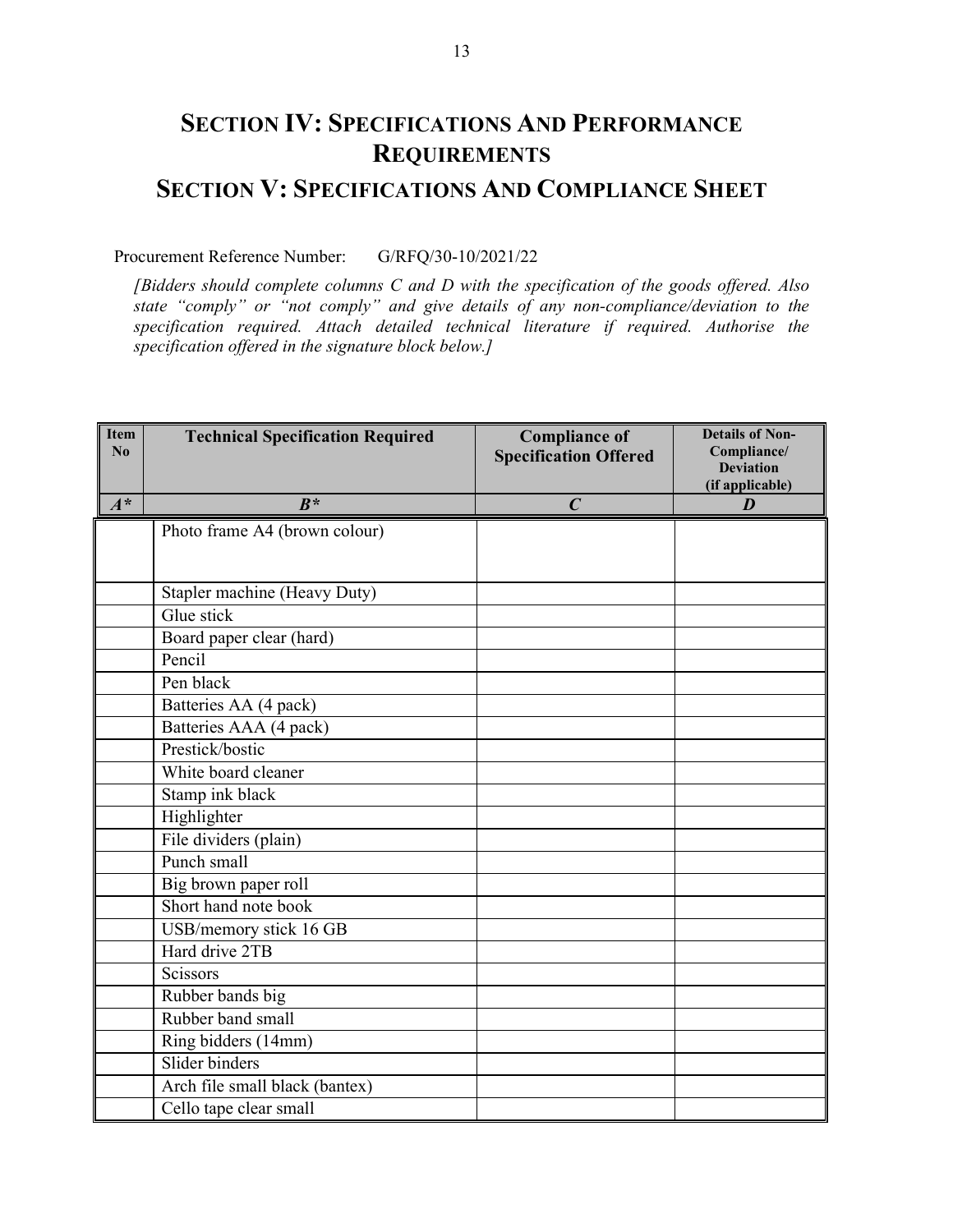# SECTION IV: SPECIFICATIONS AND PERFORMANCE REQUIREMENTS

# SECTION V: SPECIFICATIONS AND COMPLIANCE SHEET

Procurement Reference Number: G/RFQ/30-10/2021/22

*[Bidders should complete columns C and D with the specification of the goods offered. Also state "comply" or "not comply" and give details of any non-compliance/deviation to the specification required. Attach detailed technical literature if required. Authorise the specification offered in the signature block below.]*

| Item No | Technical Specification Required | Compliance of Specification Offered | Details of Non-Compliance/ Deviation (if applicable) |
|---|---|---|---|
| *A** | *B** | *C* | *D* |
| | Photo frame A4 (brown colour) | | |
| | Stapler machine (Heavy Duty) | | |
| | Glue stick | | |
| | Board paper clear (hard) | | |
| | Pencil | | |
| | Pen black | | |
| | Batteries AA (4 pack) | | |
| | Batteries AAA (4 pack) | | |
| | Prestick/bostic | | |
| | White board cleaner | | |
| | Stamp ink black | | |
| | Highlighter | | |
| | File dividers (plain) | | |
| | Punch small | | |
| | Big brown paper roll | | |
| | Short hand note book | | |
| | USB/memory stick 16 GB | | |
| | Hard drive 2TB | | |
| | Scissors | | |
| | Rubber bands big | | |
| | Rubber band small | | |
| | Ring bidders (14mm) | | |
| | Slider binders | | |
| | Arch file small black (bantex) | | |
| | Cello tape clear small | | |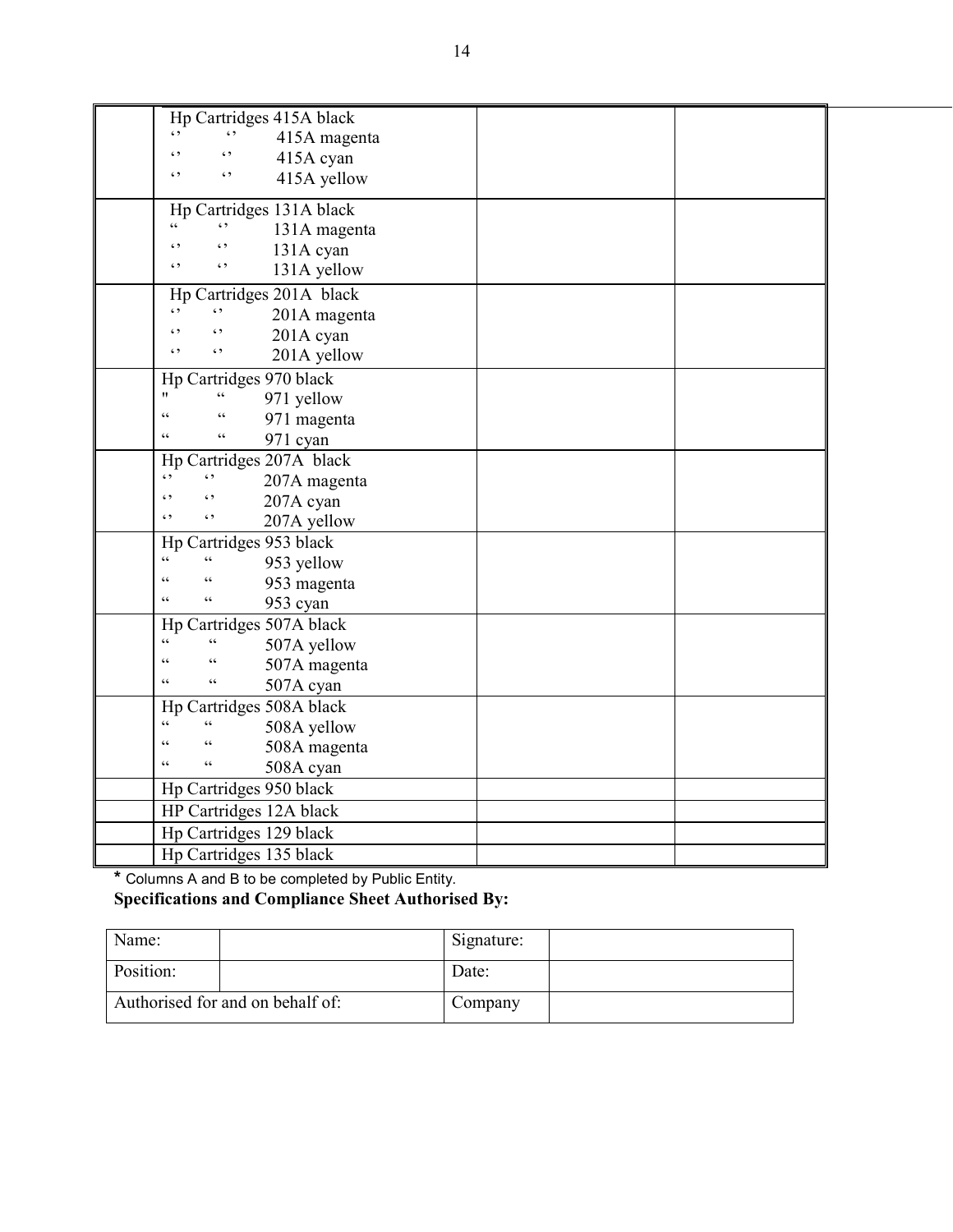| | | | |
|---|---|---|---|
| | Hp Cartridges 415A black<br>‘’ ‘’ 415A magenta<br>‘’ ‘’ 415A cyan<br>‘’ ‘’ 415A yellow | | |
| | Hp Cartridges 131A black<br>“ ‘’ 131A magenta<br>‘’ ‘’ 131A cyan<br>‘’ ‘’ 131A yellow | | |
| | Hp Cartridges 201A black<br>‘’ ‘’ 201A magenta<br>‘’ ‘’ 201A cyan<br>‘’ ‘’ 201A yellow | | |
| | Hp Cartridges 970 black<br>" “ 971 yellow<br>“ “ 971 magenta<br>“ “ 971 cyan | | |
| | Hp Cartridges 207A black<br>‘’ ‘’ 207A magenta<br>‘’ ‘’ 207A cyan<br>‘’ ‘’ 207A yellow | | |
| | Hp Cartridges 953 black<br>“ “ 953 yellow<br>“ “ 953 magenta<br>“ “ 953 cyan | | |
| | Hp Cartridges 507A black<br>“ “ 507A yellow<br>“ “ 507A magenta<br>“ “ 507A cyan | | |
| | Hp Cartridges 508A black<br>“ “ 508A yellow<br>“ “ 508A magenta<br>“ “ 508A cyan | | |
| | Hp Cartridges 950 black | | |
| | HP Cartridges 12A black | | |
| | Hp Cartridges 129 black | | |
| | Hp Cartridges 135 black | | |

* Columns A and B to be completed by Public Entity.

**Specifications and Compliance Sheet Authorised By:**

| | | | |
|---|---|---|---|
| Name: | | Signature: | |
| Position: | | Date: | |
| Authorised for and on behalf of: | | Company | |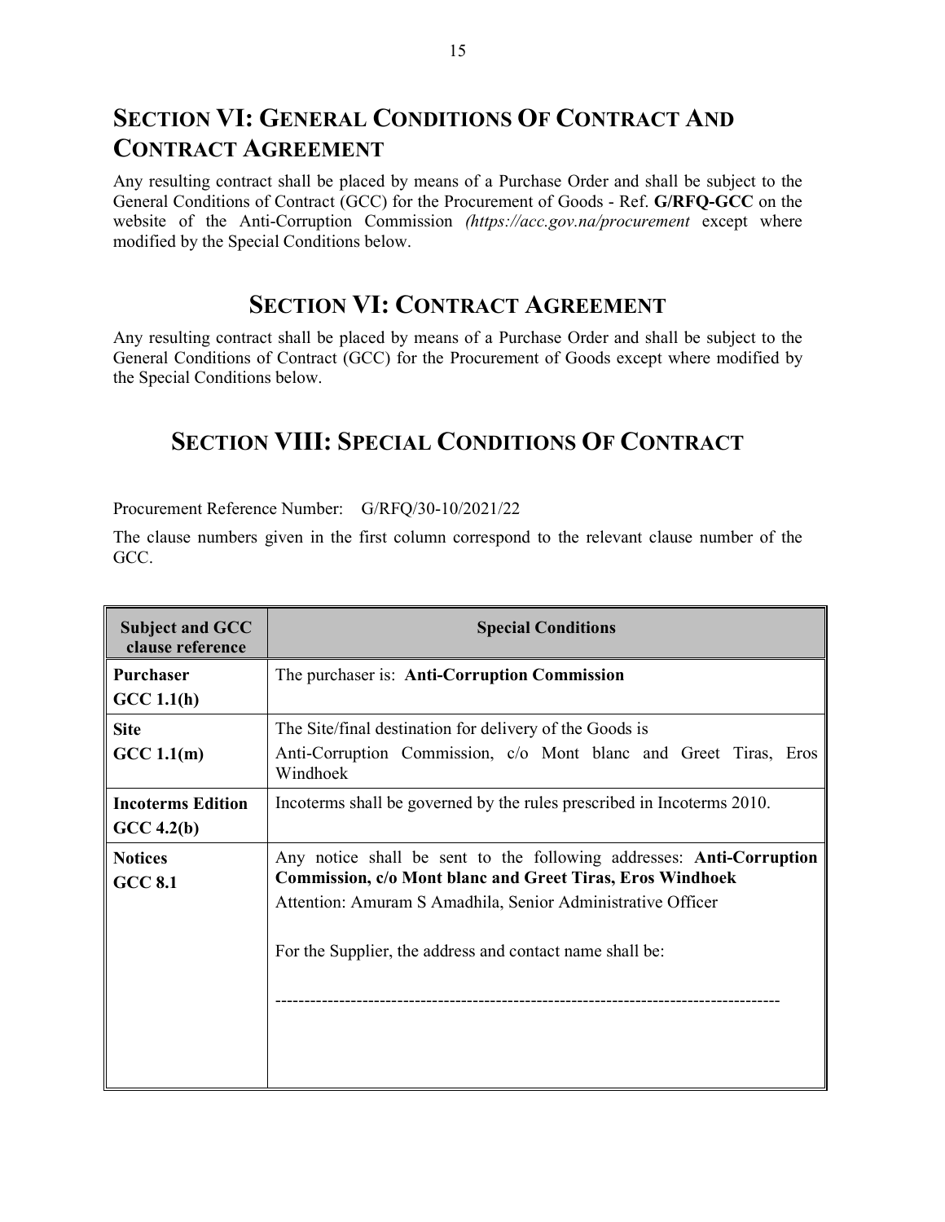## SECTION VI: GENERAL CONDITIONS OF CONTRACT AND CONTRACT AGREEMENT

Any resulting contract shall be placed by means of a Purchase Order and shall be subject to the General Conditions of Contract (GCC) for the Procurement of Goods - Ref. **G/RFQ-GCC** on the website of the Anti-Corruption Commission *(https://acc.gov.na/procurement* except where modified by the Special Conditions below.

## SECTION VI: CONTRACT AGREEMENT

Any resulting contract shall be placed by means of a Purchase Order and shall be subject to the General Conditions of Contract (GCC) for the Procurement of Goods except where modified by the Special Conditions below.

## SECTION VIII: SPECIAL CONDITIONS OF CONTRACT

Procurement Reference Number: G/RFQ/30-10/2021/22

The clause numbers given in the first column correspond to the relevant clause number of the GCC.

| Subject and GCC clause reference | Special Conditions |
|---|---|
| **Purchaser**<br>**GCC 1.1(h)** | The purchaser is: **Anti-Corruption Commission** |
| **Site**<br>**GCC 1.1(m)** | The Site/final destination for delivery of the Goods is<br>Anti-Corruption Commission, c/o Mont blanc and Greet Tiras, Eros Windhoek |
| **Incoterms Edition**<br>**GCC 4.2(b)** | Incoterms shall be governed by the rules prescribed in Incoterms 2010. |
| **Notices**<br>**GCC 8.1** | Any notice shall be sent to the following addresses: **Anti-Corruption Commission, c/o Mont blanc and Greet Tiras, Eros Windhoek**<br>Attention: Amuram S Amadhila, Senior Administrative Officer<br><br>For the Supplier, the address and contact name shall be:<br><br>------------------------------------------------------------------------------------- |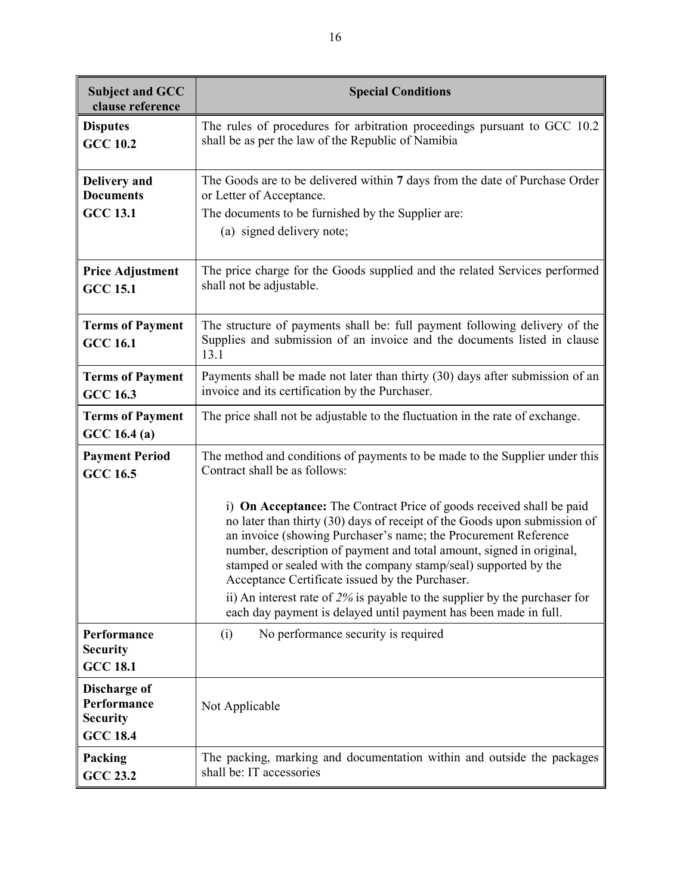| Subject and GCC clause reference | Special Conditions |
| --- | --- |
| **Disputes**<br>**GCC 10.2** | The rules of procedures for arbitration proceedings pursuant to GCC 10.2 shall be as per the law of the Republic of Namibia |
| **Delivery and Documents**<br>**GCC 13.1** | The Goods are to be delivered within **7** days from the date of Purchase Order or Letter of Acceptance.<br>The documents to be furnished by the Supplier are:<br>(a) signed delivery note; |
| **Price Adjustment**<br>**GCC 15.1** | The price charge for the Goods supplied and the related Services performed shall not be adjustable. |
| **Terms of Payment**<br>**GCC 16.1** | The structure of payments shall be: full payment following delivery of the Supplies and submission of an invoice and the documents listed in clause 13.1 |
| **Terms of Payment**<br>**GCC 16.3** | Payments shall be made not later than thirty (30) days after submission of an invoice and its certification by the Purchaser. |
| **Terms of Payment**<br>**GCC 16.4 (a)** | The price shall not be adjustable to the fluctuation in the rate of exchange. |
| **Payment Period**<br>**GCC 16.5** | The method and conditions of payments to be made to the Supplier under this Contract shall be as follows:<br><br>i) **On Acceptance:** The Contract Price of goods received shall be paid no later than thirty (30) days of receipt of the Goods upon submission of an invoice (showing Purchaser's name; the Procurement Reference number, description of payment and total amount, signed in original, stamped or sealed with the company stamp/seal) supported by the Acceptance Certificate issued by the Purchaser.<br>ii) An interest rate of *2%* is payable to the supplier by the purchaser for each day payment is delayed until payment has been made in full. |
| **Performance Security**<br>**GCC 18.1** | (i) No performance security is required |
| **Discharge of Performance Security**<br>**GCC 18.4** | Not Applicable |
| **Packing**<br>**GCC 23.2** | The packing, marking and documentation within and outside the packages shall be: IT accessories |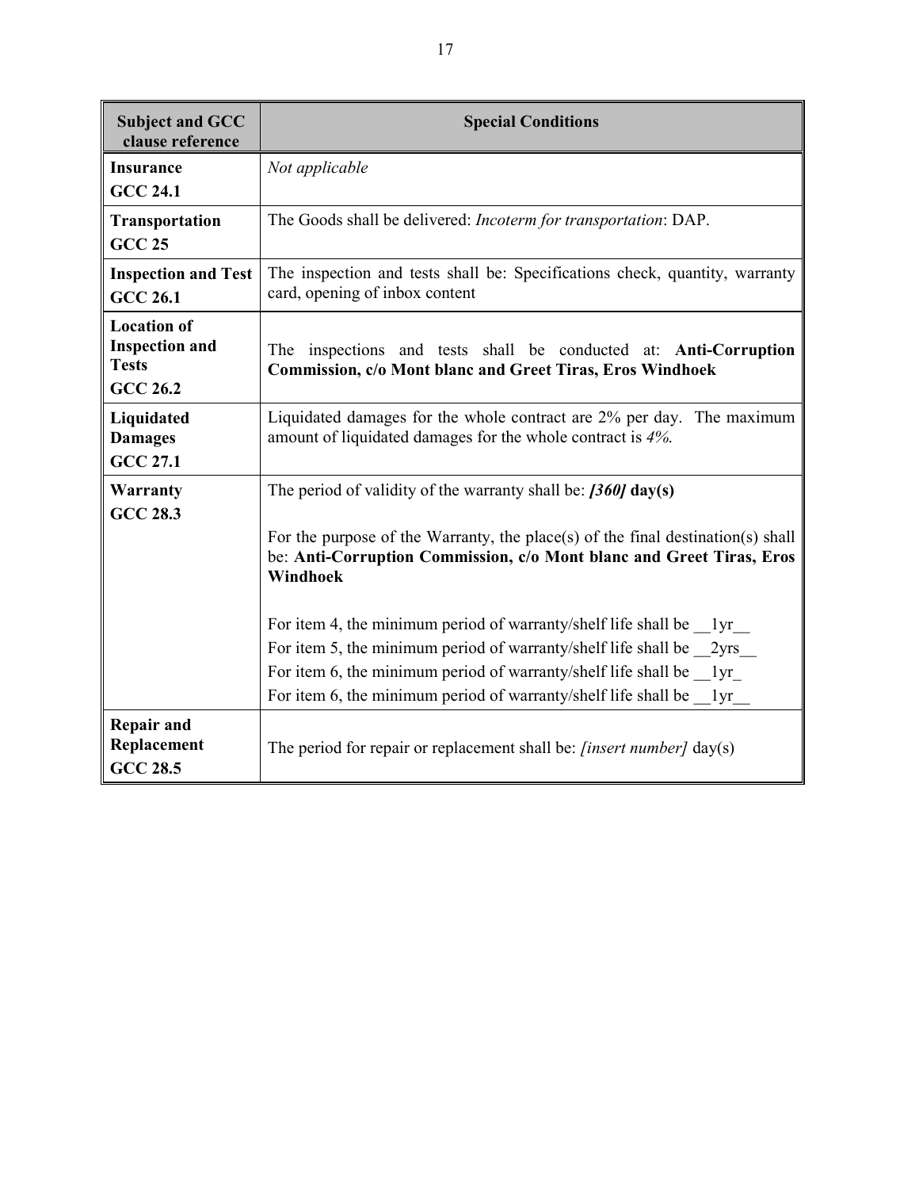| Subject and GCC clause reference | Special Conditions |
|---|---|
| **Insurance** **GCC 24.1** | *Not applicable* |
| **Transportation** **GCC 25** | The Goods shall be delivered: *Incoterm for transportation*: DAP. |
| **Inspection and Test** **GCC 26.1** | The inspection and tests shall be: Specifications check, quantity, warranty card, opening of inbox content |
| **Location of Inspection and Tests** **GCC 26.2** | The inspections and tests shall be conducted at: **Anti-Corruption Commission, c/o Mont blanc and Greet Tiras, Eros Windhoek** |
| **Liquidated Damages** **GCC 27.1** | Liquidated damages for the whole contract are 2% per day. The maximum amount of liquidated damages for the whole contract is *4%.* |
| **Warranty** **GCC 28.3** | The period of validity of the warranty shall be: ***[360]* day(s)**<br><br>For the purpose of the Warranty, the place(s) of the final destination(s) shall be: **Anti-Corruption Commission, c/o Mont blanc and Greet Tiras, Eros Windhoek**<br><br>For item 4, the minimum period of warranty/shelf life shall be __1yr__<br>For item 5, the minimum period of warranty/shelf life shall be __2yrs__<br>For item 6, the minimum period of warranty/shelf life shall be __1yr_<br>For item 6, the minimum period of warranty/shelf life shall be __1yr__ |
| **Repair and Replacement** **GCC 28.5** | The period for repair or replacement shall be: *[insert number]* day(s) |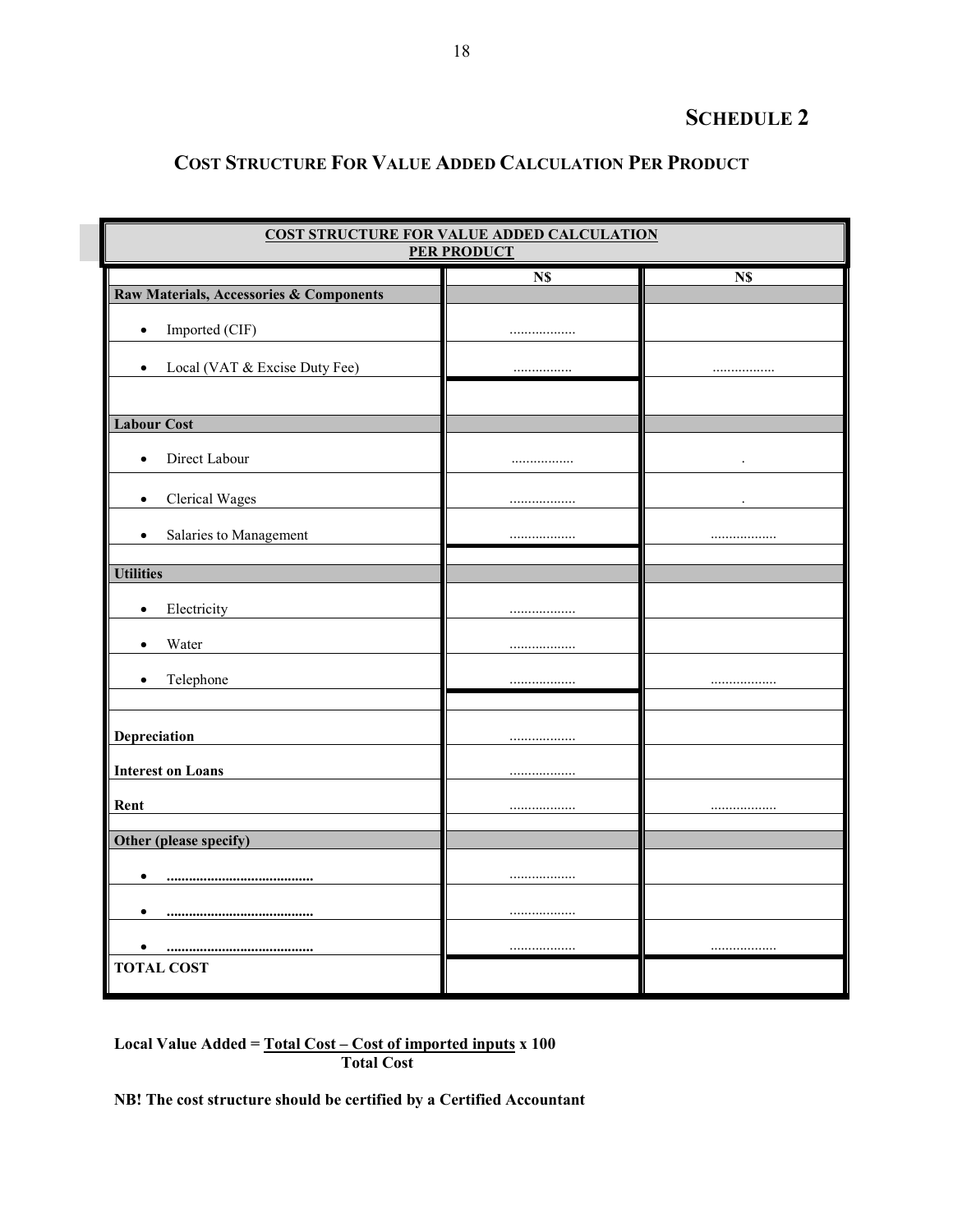# SCHEDULE 2

## COST STRUCTURE FOR VALUE ADDED CALCULATION PER PRODUCT

| COST STRUCTURE FOR VALUE ADDED CALCULATION PER PRODUCT | | |
|---|---|---|
| | N$ | N$ |
| **Raw Materials, Accessories & Components** | | |
| • Imported (CIF) | .................. | |
| • Local (VAT & Excise Duty Fee) | ................ | ................. |
| | | |
| **Labour Cost** | | |
| • Direct Labour | ................. | . |
| • Clerical Wages | .................. | . |
| • Salaries to Management | .................. | .................. |
| | | |
| **Utilities** | | |
| • Electricity | .................. | |
| • Water | .................. | |
| • Telephone | .................. | .................. |
| | | |
| **Depreciation** | .................. | |
| **Interest on Loans** | .................. | |
| **Rent** | .................. | .................. |
| | | |
| **Other (please specify)** | | |
| • ........................................ | .................. | |
| • ........................................ | .................. | |
| • ........................................ | .................. | .................. |
| **TOTAL COST** | | |

**Local Value Added = $\frac{\text{Total Cost} - \text{Cost of imported inputs}}{\text{Total Cost}} \times 100$**

**NB! The cost structure should be certified by a Certified Accountant**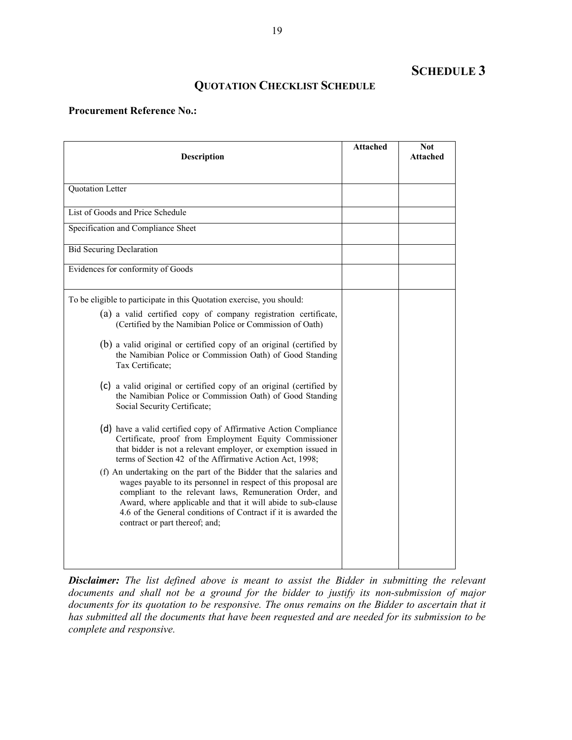# SCHEDULE 3

## QUOTATION CHECKLIST SCHEDULE

**Procurement Reference No.:**

| Description | Attached | Not Attached |
|---|---|---|
| Quotation Letter | | |
| List of Goods and Price Schedule | | |
| Specification and Compliance Sheet | | |
| Bid Securing Declaration | | |
| Evidences for conformity of Goods | | |
| To be eligible to participate in this Quotation exercise, you should:<br>(a) a valid certified copy of company registration certificate, (Certified by the Namibian Police or Commission of Oath)<br>(b) a valid original or certified copy of an original (certified by the Namibian Police or Commission Oath) of Good Standing Tax Certificate;<br>(c) a valid original or certified copy of an original (certified by the Namibian Police or Commission Oath) of Good Standing Social Security Certificate;<br>(d) have a valid certified copy of Affirmative Action Compliance Certificate, proof from Employment Equity Commissioner that bidder is not a relevant employer, or exemption issued in terms of Section 42 of the Affirmative Action Act, 1998;<br>(f) An undertaking on the part of the Bidder that the salaries and wages payable to its personnel in respect of this proposal are compliant to the relevant laws, Remuneration Order, and Award, where applicable and that it will abide to sub-clause 4.6 of the General conditions of Contract if it is awarded the contract or part thereof; and; | | |

***Disclaimer:*** *The list defined above is meant to assist the Bidder in submitting the relevant documents and shall not be a ground for the bidder to justify its non-submission of major documents for its quotation to be responsive. The onus remains on the Bidder to ascertain that it has submitted all the documents that have been requested and are needed for its submission to be complete and responsive.*